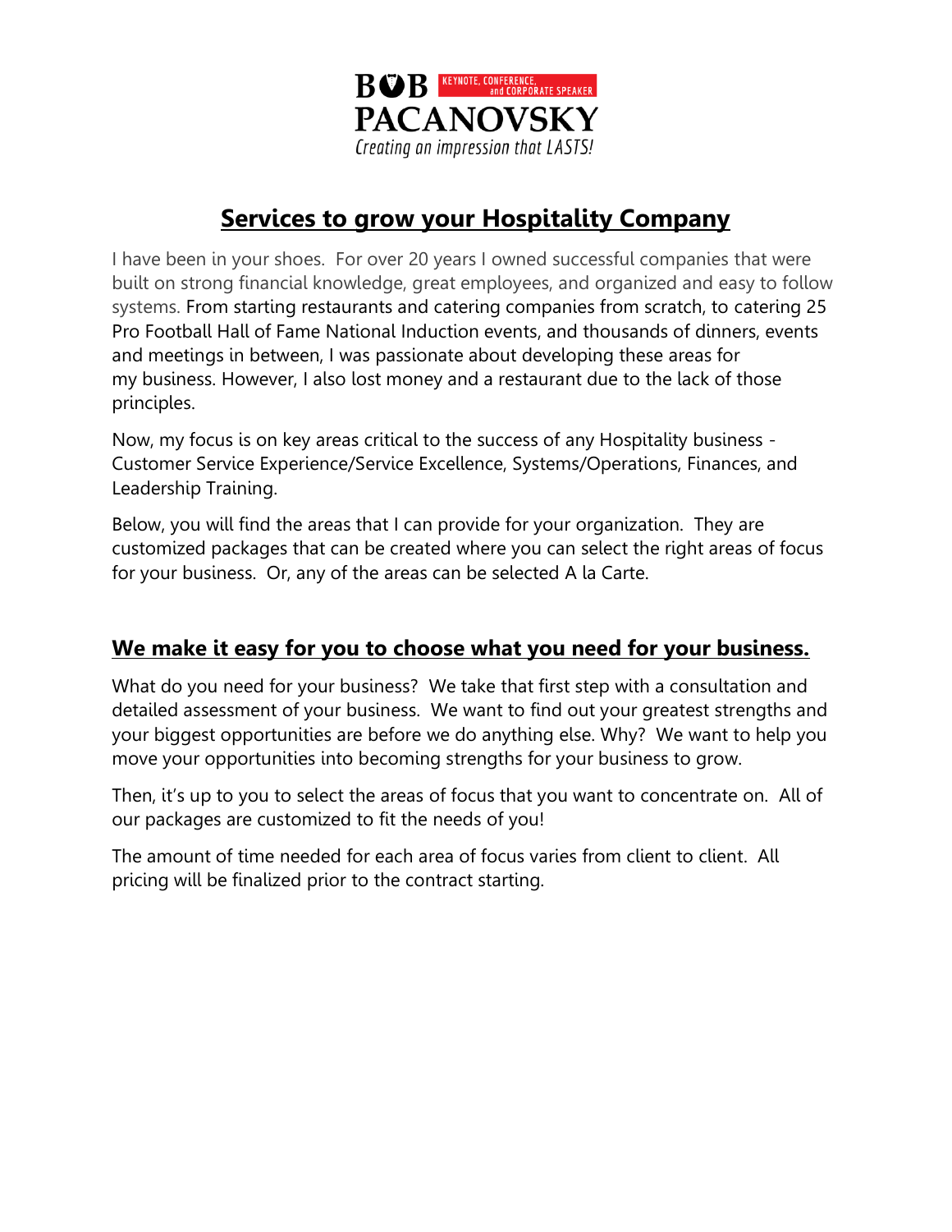**BOB PACANOVSKY**
KEYNOTE, CONFERENCE, and CORPORATE SPEAKER
*Creating an impression that LASTS!*

# Services to grow your Hospitality Company

I have been in your shoes. For over 20 years I owned successful companies that were built on strong financial knowledge, great employees, and organized and easy to follow systems. From starting restaurants and catering companies from scratch, to catering 25 Pro Football Hall of Fame National Induction events, and thousands of dinners, events and meetings in between, I was passionate about developing these areas for my business. However, I also lost money and a restaurant due to the lack of those principles.

Now, my focus is on key areas critical to the success of any Hospitality business - Customer Service Experience/Service Excellence, Systems/Operations, Finances, and Leadership Training.

Below, you will find the areas that I can provide for your organization. They are customized packages that can be created where you can select the right areas of focus for your business. Or, any of the areas can be selected A la Carte.

## We make it easy for you to choose what you need for your business.

What do you need for your business? We take that first step with a consultation and detailed assessment of your business. We want to find out your greatest strengths and your biggest opportunities are before we do anything else. Why? We want to help you move your opportunities into becoming strengths for your business to grow.

Then, it's up to you to select the areas of focus that you want to concentrate on. All of our packages are customized to fit the needs of you!

The amount of time needed for each area of focus varies from client to client. All pricing will be finalized prior to the contract starting.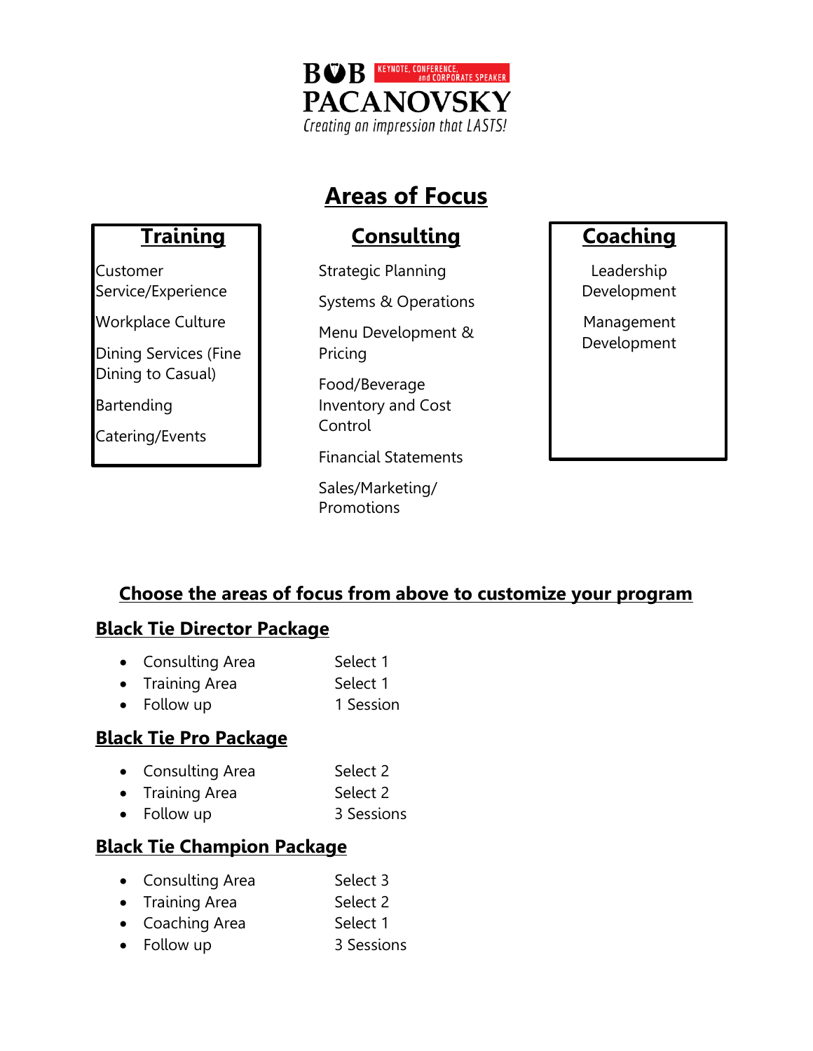BOB PACANOVSKY
KEYNOTE, CONFERENCE, and CORPORATE SPEAKER
*Creating an impression that LASTS!*

# Areas of Focus

## Training

Customer Service/Experience

Workplace Culture

Dining Services (Fine Dining to Casual)

Bartending

Catering/Events

## Consulting

Strategic Planning

Systems & Operations

Menu Development & Pricing

Food/Beverage Inventory and Cost Control

Financial Statements

Sales/Marketing/ Promotions

## Coaching

Leadership Development

Management Development

## Choose the areas of focus from above to customize your program

### Black Tie Director Package

- Consulting Area — Select 1
- Training Area — Select 1
- Follow up — 1 Session

### Black Tie Pro Package

- Consulting Area — Select 2
- Training Area — Select 2
- Follow up — 3 Sessions

### Black Tie Champion Package

- Consulting Area — Select 3
- Training Area — Select 2
- Coaching Area — Select 1
- Follow up — 3 Sessions